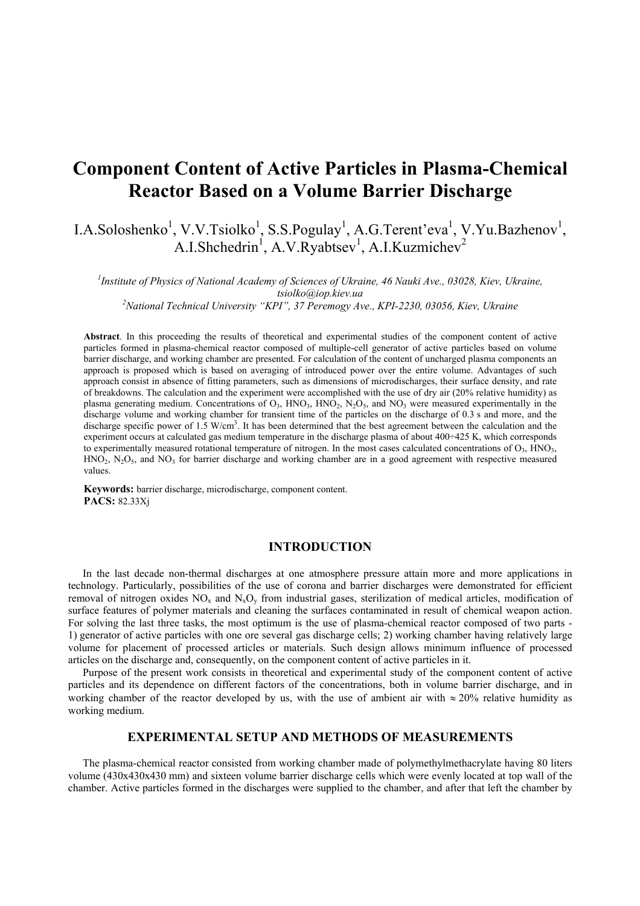# Component Content of Active Particles in Plasma-Chemical Reactor Based on a Volume Barrier Discharge

I.A.Soloshenko[1], V.V.Tsiolko[1], S.S.Pogulay[1], A.G.Terent'eva[1], V.Yu.Bazhenov[1], A.I.Shchedrin[1], A.V.Ryabtsev[1], A.I.Kuzmichev[2]

*[1]Institute of Physics of National Academy of Sciences of Ukraine, 46 Nauki Ave., 03028, Kiev, Ukraine, tsiolko@iop.kiev.ua*
*[2]National Technical University "KPI", 37 Peremogy Ave., KPI-2230, 03056, Kiev, Ukraine*

**Abstract**. In this proceeding the results of theoretical and experimental studies of the component content of active particles formed in plasma-chemical reactor composed of multiple-cell generator of active particles based on volume barrier discharge, and working chamber are presented. For calculation of the content of uncharged plasma components an approach is proposed which is based on averaging of introduced power over the entire volume. Advantages of such approach consist in absence of fitting parameters, such as dimensions of microdischarges, their surface density, and rate of breakdowns. The calculation and the experiment were accomplished with the use of dry air (20% relative humidity) as plasma generating medium. Concentrations of $O_3$, $HNO_3$, $HNO_2$, $N_2O_5$, and $NO_3$ were measured experimentally in the discharge volume and working chamber for transient time of the particles on the discharge of 0.3 s and more, and the discharge specific power of 1.5 W/cm$^3$. It has been determined that the best agreement between the calculation and the experiment occurs at calculated gas medium temperature in the discharge plasma of about 400÷425 K, which corresponds to experimentally measured rotational temperature of nitrogen. In the most cases calculated concentrations of $O_3$, $HNO_3$, $HNO_2$, $N_2O_5$, and $NO_3$ for barrier discharge and working chamber are in a good agreement with respective measured values.

**Keywords:** barrier discharge, microdischarge, component content.
**PACS:** 82.33Xj

## INTRODUCTION

In the last decade non-thermal discharges at one atmosphere pressure attain more and more applications in technology. Particularly, possibilities of the use of corona and barrier discharges were demonstrated for efficient removal of nitrogen oxides $NO_x$ and $N_xO_y$ from industrial gases, sterilization of medical articles, modification of surface features of polymer materials and cleaning the surfaces contaminated in result of chemical weapon action. For solving the last three tasks, the most optimum is the use of plasma-chemical reactor composed of two parts - 1) generator of active particles with one ore several gas discharge cells; 2) working chamber having relatively large volume for placement of processed articles or materials. Such design allows minimum influence of processed articles on the discharge and, consequently, on the component content of active particles in it.

Purpose of the present work consists in theoretical and experimental study of the component content of active particles and its dependence on different factors of the concentrations, both in volume barrier discharge, and in working chamber of the reactor developed by us, with the use of ambient air with ≈ 20% relative humidity as working medium.

## EXPERIMENTAL SETUP AND METHODS OF MEASUREMENTS

The plasma-chemical reactor consisted from working chamber made of polymethylmethacrylate having 80 liters volume (430x430x430 mm) and sixteen volume barrier discharge cells which were evenly located at top wall of the chamber. Active particles formed in the discharges were supplied to the chamber, and after that left the chamber by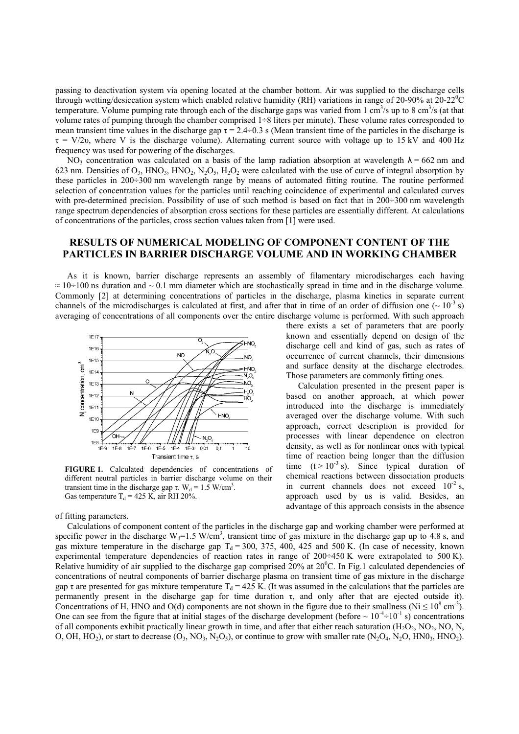passing to deactivation system via opening located at the chamber bottom. Air was supplied to the discharge cells through wetting/desiccation system which enabled relative humidity (RH) variations in range of 20-90% at 20-22$^0$C temperature. Volume pumping rate through each of the discharge gaps was varied from 1 cm$^3$/s up to 8 cm$^3$/s (at that volume rates of pumping through the chamber comprised 1÷8 liters per minute). These volume rates corresponded to mean transient time values in the discharge gap $\tau = 2.4 \div 0.3$ s (Mean transient time of the particles in the discharge is $\tau = V/2\upsilon$, where V is the discharge volume). Alternating current source with voltage up to 15 kV and 400 Hz frequency was used for powering of the discharges.

$NO_3$ concentration was calculated on a basis of the lamp radiation absorption at wavelength $\lambda = 662$ nm and 623 nm. Densities of $O_3$, $HNO_3$, $HNO_2$, $N_2O_5$, $H_2O_2$ were calculated with the use of curve of integral absorption by these particles in 200÷300 nm wavelength range by means of automated fitting routine. The routine performed selection of concentration values for the particles until reaching coincidence of experimental and calculated curves with pre-determined precision. Possibility of use of such method is based on fact that in 200÷300 nm wavelength range spectrum dependencies of absorption cross sections for these particles are essentially different. At calculations of concentrations of the particles, cross section values taken from [1] were used.

## RESULTS OF NUMERICAL MODELING OF COMPONENT CONTENT OF THE PARTICLES IN BARRIER DISCHARGE VOLUME AND IN WORKING CHAMBER

As it is known, barrier discharge represents an assembly of filamentary microdischarges each having ≈ 10÷100 ns duration and ~ 0.1 mm diameter which are stochastically spread in time and in the discharge volume. Commonly [2] at determining concentrations of particles in the discharge, plasma kinetics in separate current channels of the microdischarges is calculated at first, and after that in time of an order of diffusion one (~ $10^{-3}$ s) averaging of concentrations of all components over the entire discharge volume is performed. With such approach there exists a set of parameters that are poorly known and essentially depend on design of the discharge cell and kind of gas, such as rates of occurrence of current channels, their dimensions and surface density at the discharge electrodes. Those parameters are commonly fitting ones.

**FIGURE 1.** Calculated dependencies of concentrations of different neutral particles in barrier discharge volume on their transient time in the discharge gap $\tau$. $W_d$ = 1.5 W/cm$^3$. Gas temperature $T_d$ = 425 K, air RH 20%.

Calculation presented in the present paper is based on another approach, at which power introduced into the discharge is immediately averaged over the discharge volume. With such approach, correct description is provided for processes with linear dependence on electron density, as well as for nonlinear ones with typical time of reaction being longer than the diffusion time ($t > 10^{-3}$ s). Since typical duration of chemical reactions between dissociation products in current channels does not exceed $10^{-2}$ s, approach used by us is valid. Besides, an advantage of this approach consists in the absence of fitting parameters.

Calculations of component content of the particles in the discharge gap and working chamber were performed at specific power in the discharge $W_d$=1.5 W/cm$^3$, transient time of gas mixture in the discharge gap up to 4.8 s, and gas mixture temperature in the discharge gap $T_d$ = 300, 375, 400, 425 and 500 K. (In case of necessity, known experimental temperature dependencies of reaction rates in range of 200÷450 K were extrapolated to 500 K). Relative humidity of air supplied to the discharge gap comprised 20% at 20$^0$C. In Fig.1 calculated dependencies of concentrations of neutral components of barrier discharge plasma on transient time of gas mixture in the discharge gap $\tau$ are presented for gas mixture temperature $T_d$ = 425 K. (It was assumed in the calculations that the particles are permanently present in the discharge gap for time duration $\tau$, and only after that are ejected outside it). Concentrations of H, HNO and O(d) components are not shown in the figure due to their smallness ($N_i \leq 10^8$ cm$^{-3}$). One can see from the figure that at initial stages of the discharge development (before ~ $10^{-4} \div 10^{-1}$ s) concentrations of all components exhibit practically linear growth in time, and after that either reach saturation ($H_2O_2$, $NO_2$, NO, N, O, OH, $HO_2$), or start to decrease ($O_3$, $NO_3$, $N_2O_5$), or continue to grow with smaller rate ($N_2O_4$, $N_2O$, $HNO_3$, $HNO_2$).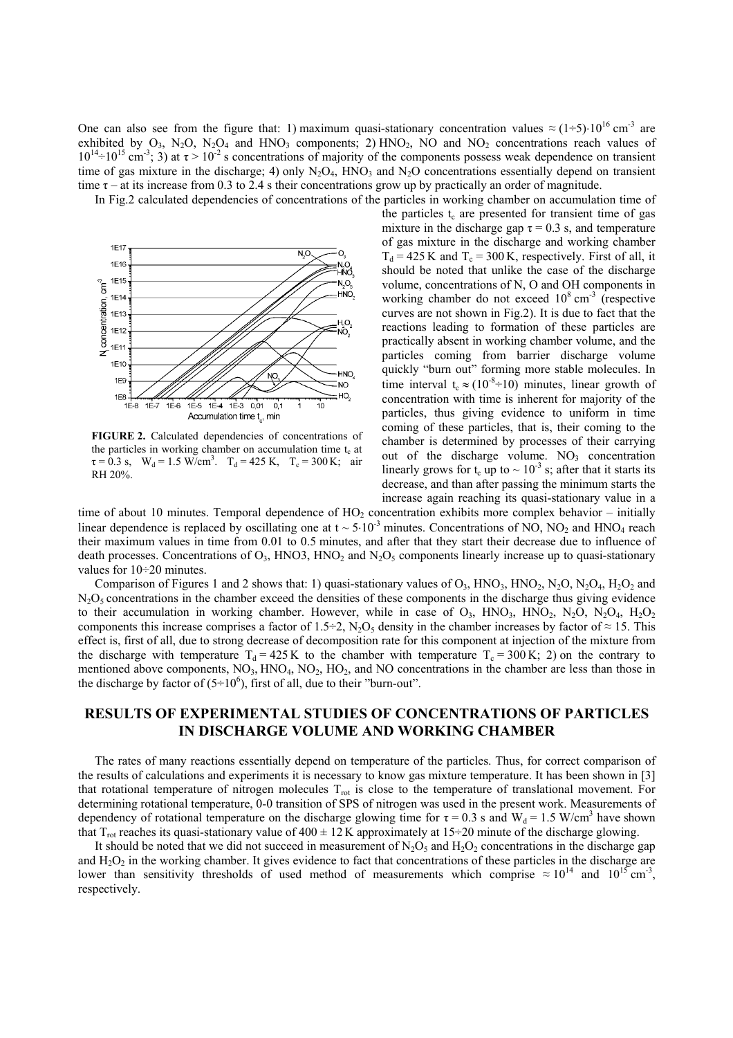One can also see from the figure that: 1) maximum quasi-stationary concentration values $\approx (1\div5)\cdot10^{16}$ cm$^{-3}$ are exhibited by $O_3$, $N_2O$, $N_2O_4$ and $HNO_3$ components; 2) $HNO_2$, NO and $NO_2$ concentrations reach values of $10^{14}\div10^{15}$ cm$^{-3}$; 3) at $\tau > 10^{-2}$ s concentrations of majority of the components possess weak dependence on transient time of gas mixture in the discharge; 4) only $N_2O_4$, $HNO_3$ and $N_2O$ concentrations essentially depend on transient time $\tau$ – at its increase from 0.3 to 2.4 s their concentrations grow up by practically an order of magnitude.

In Fig.2 calculated dependencies of concentrations of the particles in working chamber on accumulation time of the particles $t_c$ are presented for transient time of gas mixture in the discharge gap $\tau = 0.3$ s, and temperature of gas mixture in the discharge and working chamber $T_d = 425$ K and $T_c = 300$ K, respectively. First of all, it should be noted that unlike the case of the discharge volume, concentrations of N, O and OH components in working chamber do not exceed $10^8$ cm$^{-3}$ (respective curves are not shown in Fig.2). It is due to fact that the reactions leading to formation of these particles are practically absent in working chamber volume, and the particles coming from barrier discharge volume quickly "burn out" forming more stable molecules. In time interval $t_c \approx (10^{-8}\div10)$ minutes, linear growth of concentration with time is inherent for majority of the particles, thus giving evidence to uniform in time coming of these particles, that is, their coming to the chamber is determined by processes of their carrying out of the discharge volume. $NO_3$ concentration linearly grows for $t_c$ up to $\sim 10^{-3}$ s; after that it starts its decrease, and than after passing the minimum starts the increase again reaching its quasi-stationary value in a time of about 10 minutes. Temporal dependence of $HO_2$ concentration exhibits more complex behavior – initially linear dependence is replaced by oscillating one at $t \sim 5\cdot10^{-3}$ minutes. Concentrations of NO, $NO_2$ and $HNO_4$ reach their maximum values in time from 0.01 to 0.5 minutes, and after that they start their decrease due to influence of death processes. Concentrations of $O_3$, HNO3, $HNO_2$ and $N_2O_5$ components linearly increase up to quasi-stationary values for $10\div20$ minutes.

**FIGURE 2.** Calculated dependencies of concentrations of the particles in working chamber on accumulation time $t_c$ at $\tau = 0.3$ s, $W_d = 1.5$ W/cm$^3$. $T_d = 425$ K, $T_c = 300$ K; air RH 20%.

Comparison of Figures 1 and 2 shows that: 1) quasi-stationary values of $O_3$, $HNO_3$, $HNO_2$, $N_2O$, $N_2O_4$, $H_2O_2$ and $N_2O_5$ concentrations in the chamber exceed the densities of these components in the discharge thus giving evidence to their accumulation in working chamber. However, while in case of $O_3$, $HNO_3$, $HNO_2$, $N_2O$, $N_2O_4$, $H_2O_2$ components this increase comprises a factor of $1.5\div2$, $N_2O_5$ density in the chamber increases by factor of $\approx 15$. This effect is, first of all, due to strong decrease of decomposition rate for this component at injection of the mixture from the discharge with temperature $T_d = 425$ K to the chamber with temperature $T_c = 300$ K; 2) on the contrary to mentioned above components, $NO_3$, $HNO_4$, $NO_2$, $HO_2$, and NO concentrations in the chamber are less than those in the discharge by factor of $(5\div10^6)$, first of all, due to their "burn-out".

## RESULTS OF EXPERIMENTAL STUDIES OF CONCENTRATIONS OF PARTICLES IN DISCHARGE VOLUME AND WORKING CHAMBER

The rates of many reactions essentially depend on temperature of the particles. Thus, for correct comparison of the results of calculations and experiments it is necessary to know gas mixture temperature. It has been shown in [3] that rotational temperature of nitrogen molecules $T_{rot}$ is close to the temperature of translational movement. For determining rotational temperature, 0-0 transition of SPS of nitrogen was used in the present work. Measurements of dependency of rotational temperature on the discharge glowing time for $\tau = 0.3$ s and $W_d = 1.5$ W/cm$^3$ have shown that $T_{rot}$ reaches its quasi-stationary value of $400 \pm 12$ K approximately at $15\div20$ minute of the discharge glowing.

It should be noted that we did not succeed in measurement of $N_2O_5$ and $H_2O_2$ concentrations in the discharge gap and $H_2O_2$ in the working chamber. It gives evidence to fact that concentrations of these particles in the discharge are lower than sensitivity thresholds of used method of measurements which comprise $\approx 10^{14}$ and $10^{15}$ cm$^{-3}$, respectively.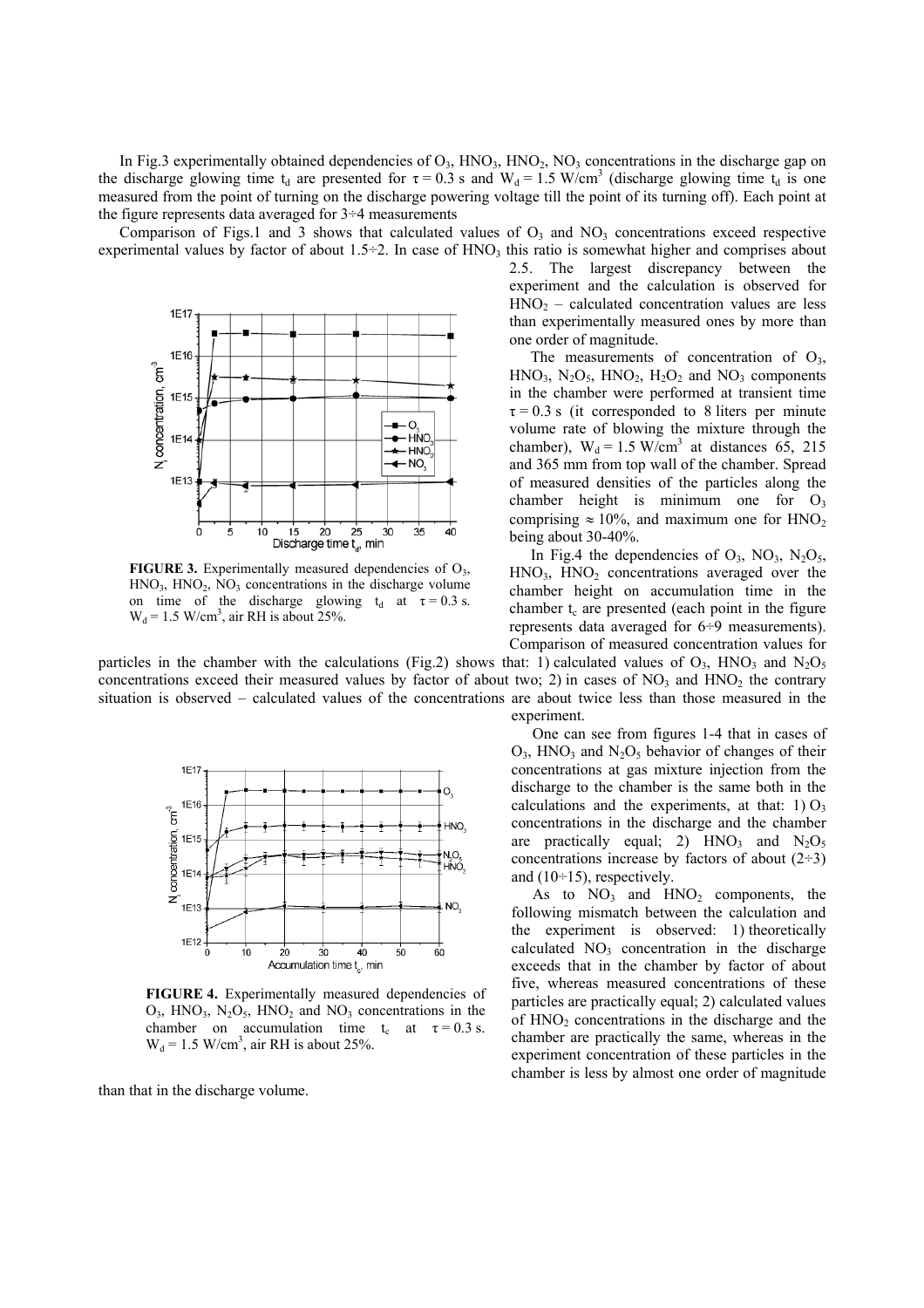In Fig.3 experimentally obtained dependencies of $O_3$, $HNO_3$, $HNO_2$, $NO_3$ concentrations in the discharge gap on the discharge glowing time $t_d$ are presented for $\tau = 0.3$ s and $W_d = 1.5$ W/cm$^3$ (discharge glowing time $t_d$ is one measured from the point of turning on the discharge powering voltage till the point of its turning off). Each point at the figure represents data averaged for 3÷4 measurements

Comparison of Figs.1 and 3 shows that calculated values of $O_3$ and $NO_3$ concentrations exceed respective experimental values by factor of about 1.5÷2. In case of $HNO_3$ this ratio is somewhat higher and comprises about 2.5. The largest discrepancy between the experiment and the calculation is observed for $HNO_2$ – calculated concentration values are less than experimentally measured ones by more than one order of magnitude.

**FIGURE 3.** Experimentally measured dependencies of $O_3$, $HNO_3$, $HNO_2$, $NO_3$ concentrations in the discharge volume on time of the discharge glowing $t_d$ at $\tau = 0.3$ s. $W_d = 1.5$ W/cm$^3$, air RH is about 25%.

The measurements of concentration of $O_3$, $HNO_3$, $N_2O_5$, $HNO_2$, $H_2O_2$ and $NO_3$ components in the chamber were performed at transient time $\tau = 0.3$ s (it corresponded to 8 liters per minute volume rate of blowing the mixture through the chamber), $W_d = 1.5$ W/cm$^3$ at distances 65, 215 and 365 mm from top wall of the chamber. Spread of measured densities of the particles along the chamber height is minimum one for $O_3$ comprising ≈ 10%, and maximum one for $HNO_2$ being about 30-40%.

In Fig.4 the dependencies of $O_3$, $NO_3$, $N_2O_5$, $HNO_3$, $HNO_2$ concentrations averaged over the chamber height on accumulation time in the chamber $t_c$ are presented (each point in the figure represents data averaged for 6÷9 measurements). Comparison of measured concentration values for particles in the chamber with the calculations (Fig.2) shows that: 1) calculated values of $O_3$, $HNO_3$ and $N_2O_5$ concentrations exceed their measured values by factor of about two; 2) in cases of $NO_3$ and $HNO_2$ the contrary situation is observed – calculated values of the concentrations are about twice less than those measured in the experiment.

**FIGURE 4.** Experimentally measured dependencies of $O_3$, $HNO_3$, $N_2O_5$, $HNO_2$ and $NO_3$ concentrations in the chamber on accumulation time $t_c$ at $\tau = 0.3$ s. $W_d = 1.5$ W/cm$^3$, air RH is about 25%.

One can see from figures 1-4 that in cases of $O_3$, $HNO_3$ and $N_2O_5$ behavior of changes of their concentrations at gas mixture injection from the discharge to the chamber is the same both in the calculations and the experiments, at that: 1) $O_3$ concentrations in the discharge and the chamber are practically equal; 2) $HNO_3$ and $N_2O_5$ concentrations increase by factors of about (2÷3) and (10÷15), respectively.

As to $NO_3$ and $HNO_2$ components, the following mismatch between the calculation and the experiment is observed: 1) theoretically calculated $NO_3$ concentration in the discharge exceeds that in the chamber by factor of about five, whereas measured concentrations of these particles are practically equal; 2) calculated values of $HNO_2$ concentrations in the discharge and the chamber are practically the same, whereas in the experiment concentration of these particles in the chamber is less by almost one order of magnitude than that in the discharge volume.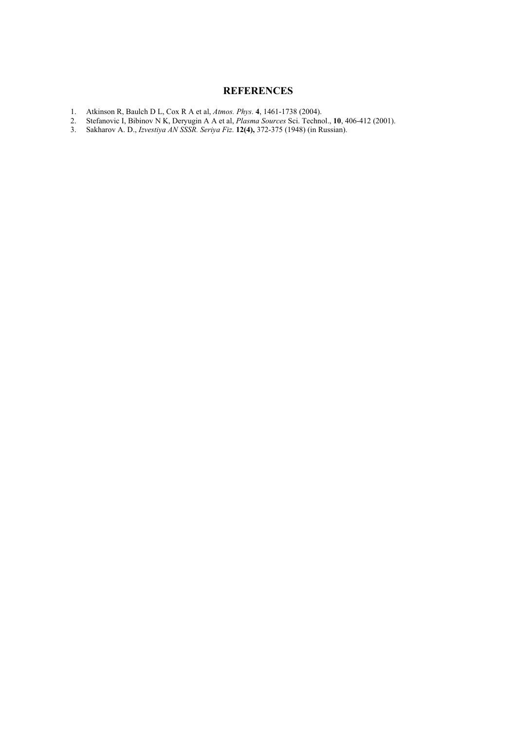## REFERENCES

1. Atkinson R, Baulch D L, Cox R A et al, *Atmos. Phys*. **4**, 1461-1738 (2004).
2. Stefanovic I, Bibinov N K, Deryugin A A et al, *Plasma Sources* Sci. Technol., **10**, 406-412 (2001).
3. Sakharov A. D., *Izvestiya AN SSSR. Seriya Fiz*. **12(4),** 372-375 (1948) (in Russian).